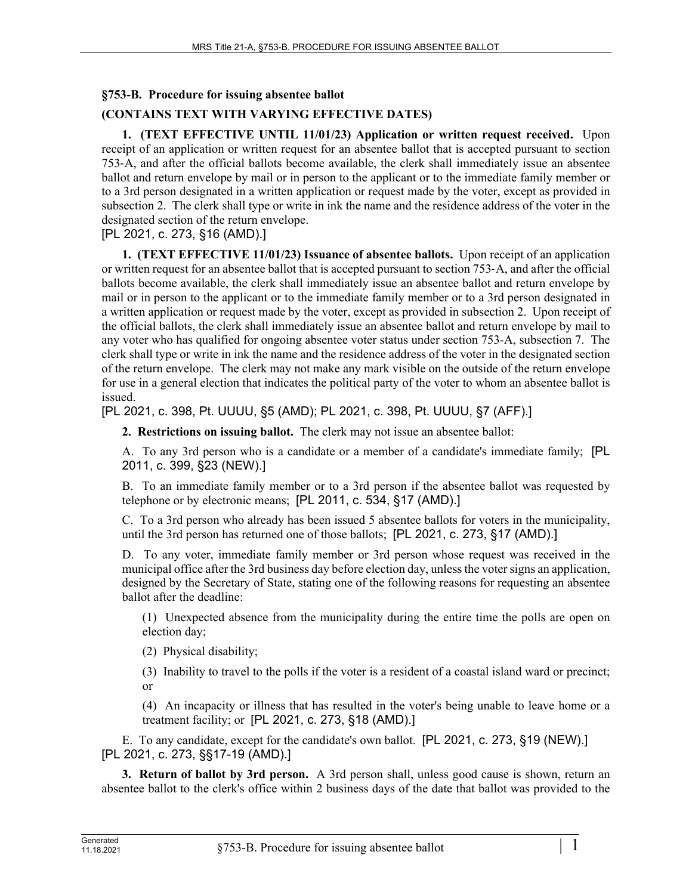## §753-B. Procedure for issuing absentee ballot

**(CONTAINS TEXT WITH VARYING EFFECTIVE DATES)**

**1. (TEXT EFFECTIVE UNTIL 11/01/23) Application or written request received.** Upon receipt of an application or written request for an absentee ballot that is accepted pursuant to section 753-A, and after the official ballots become available, the clerk shall immediately issue an absentee ballot and return envelope by mail or in person to the applicant or to the immediate family member or to a 3rd person designated in a written application or request made by the voter, except as provided in subsection 2. The clerk shall type or write in ink the name and the residence address of the voter in the designated section of the return envelope.

[PL 2021, c. 273, §16 (AMD).]

**1. (TEXT EFFECTIVE 11/01/23) Issuance of absentee ballots.** Upon receipt of an application or written request for an absentee ballot that is accepted pursuant to section 753-A, and after the official ballots become available, the clerk shall immediately issue an absentee ballot and return envelope by mail or in person to the applicant or to the immediate family member or to a 3rd person designated in a written application or request made by the voter, except as provided in subsection 2. Upon receipt of the official ballots, the clerk shall immediately issue an absentee ballot and return envelope by mail to any voter who has qualified for ongoing absentee voter status under section 753-A, subsection 7. The clerk shall type or write in ink the name and the residence address of the voter in the designated section of the return envelope. The clerk may not make any mark visible on the outside of the return envelope for use in a general election that indicates the political party of the voter to whom an absentee ballot is issued.

[PL 2021, c. 398, Pt. UUUU, §5 (AMD); PL 2021, c. 398, Pt. UUUU, §7 (AFF).]

**2. Restrictions on issuing ballot.** The clerk may not issue an absentee ballot:

A. To any 3rd person who is a candidate or a member of a candidate's immediate family; [PL 2011, c. 399, §23 (NEW).]

B. To an immediate family member or to a 3rd person if the absentee ballot was requested by telephone or by electronic means; [PL 2011, c. 534, §17 (AMD).]

C. To a 3rd person who already has been issued 5 absentee ballots for voters in the municipality, until the 3rd person has returned one of those ballots; [PL 2021, c. 273, §17 (AMD).]

D. To any voter, immediate family member or 3rd person whose request was received in the municipal office after the 3rd business day before election day, unless the voter signs an application, designed by the Secretary of State, stating one of the following reasons for requesting an absentee ballot after the deadline:

(1) Unexpected absence from the municipality during the entire time the polls are open on election day;

(2) Physical disability;

(3) Inability to travel to the polls if the voter is a resident of a coastal island ward or precinct; or

(4) An incapacity or illness that has resulted in the voter's being unable to leave home or a treatment facility; or [PL 2021, c. 273, §18 (AMD).]

E. To any candidate, except for the candidate's own ballot. [PL 2021, c. 273, §19 (NEW).]

[PL 2021, c. 273, §§17-19 (AMD).]

**3. Return of ballot by 3rd person.** A 3rd person shall, unless good cause is shown, return an absentee ballot to the clerk's office within 2 business days of the date that ballot was provided to the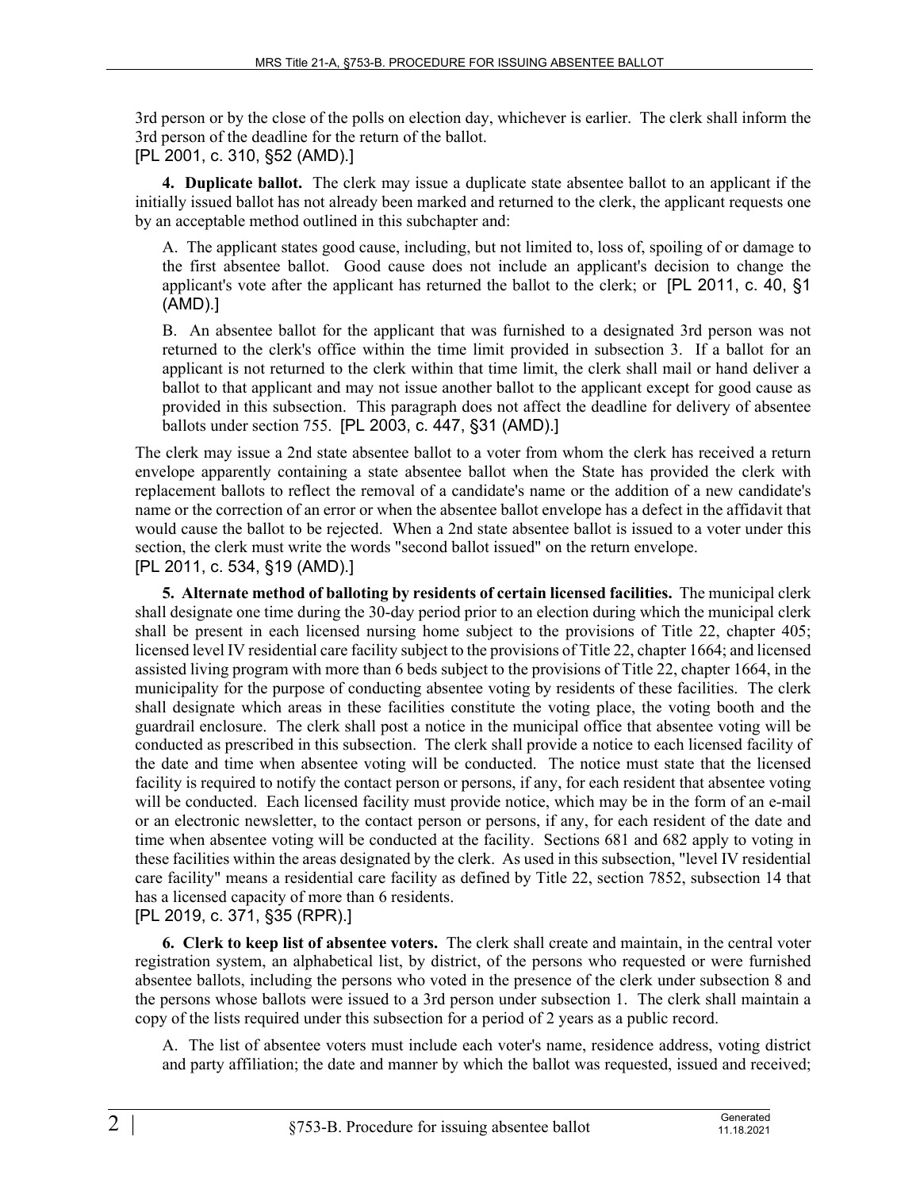3rd person or by the close of the polls on election day, whichever is earlier. The clerk shall inform the 3rd person of the deadline for the return of the ballot.
[PL 2001, c. 310, §52 (AMD).]

**4. Duplicate ballot.** The clerk may issue a duplicate state absentee ballot to an applicant if the initially issued ballot has not already been marked and returned to the clerk, the applicant requests one by an acceptable method outlined in this subchapter and:

A. The applicant states good cause, including, but not limited to, loss of, spoiling of or damage to the first absentee ballot. Good cause does not include an applicant's decision to change the applicant's vote after the applicant has returned the ballot to the clerk; or [PL 2011, c. 40, §1 (AMD).]

B. An absentee ballot for the applicant that was furnished to a designated 3rd person was not returned to the clerk's office within the time limit provided in subsection 3. If a ballot for an applicant is not returned to the clerk within that time limit, the clerk shall mail or hand deliver a ballot to that applicant and may not issue another ballot to the applicant except for good cause as provided in this subsection. This paragraph does not affect the deadline for delivery of absentee ballots under section 755. [PL 2003, c. 447, §31 (AMD).]

The clerk may issue a 2nd state absentee ballot to a voter from whom the clerk has received a return envelope apparently containing a state absentee ballot when the State has provided the clerk with replacement ballots to reflect the removal of a candidate's name or the addition of a new candidate's name or the correction of an error or when the absentee ballot envelope has a defect in the affidavit that would cause the ballot to be rejected. When a 2nd state absentee ballot is issued to a voter under this section, the clerk must write the words "second ballot issued" on the return envelope.
[PL 2011, c. 534, §19 (AMD).]

**5. Alternate method of balloting by residents of certain licensed facilities.** The municipal clerk shall designate one time during the 30-day period prior to an election during which the municipal clerk shall be present in each licensed nursing home subject to the provisions of Title 22, chapter 405; licensed level IV residential care facility subject to the provisions of Title 22, chapter 1664; and licensed assisted living program with more than 6 beds subject to the provisions of Title 22, chapter 1664, in the municipality for the purpose of conducting absentee voting by residents of these facilities. The clerk shall designate which areas in these facilities constitute the voting place, the voting booth and the guardrail enclosure. The clerk shall post a notice in the municipal office that absentee voting will be conducted as prescribed in this subsection. The clerk shall provide a notice to each licensed facility of the date and time when absentee voting will be conducted. The notice must state that the licensed facility is required to notify the contact person or persons, if any, for each resident that absentee voting will be conducted. Each licensed facility must provide notice, which may be in the form of an e-mail or an electronic newsletter, to the contact person or persons, if any, for each resident of the date and time when absentee voting will be conducted at the facility. Sections 681 and 682 apply to voting in these facilities within the areas designated by the clerk. As used in this subsection, "level IV residential care facility" means a residential care facility as defined by Title 22, section 7852, subsection 14 that has a licensed capacity of more than 6 residents.
[PL 2019, c. 371, §35 (RPR).]

**6. Clerk to keep list of absentee voters.** The clerk shall create and maintain, in the central voter registration system, an alphabetical list, by district, of the persons who requested or were furnished absentee ballots, including the persons who voted in the presence of the clerk under subsection 8 and the persons whose ballots were issued to a 3rd person under subsection 1. The clerk shall maintain a copy of the lists required under this subsection for a period of 2 years as a public record.

A. The list of absentee voters must include each voter's name, residence address, voting district and party affiliation; the date and manner by which the ballot was requested, issued and received;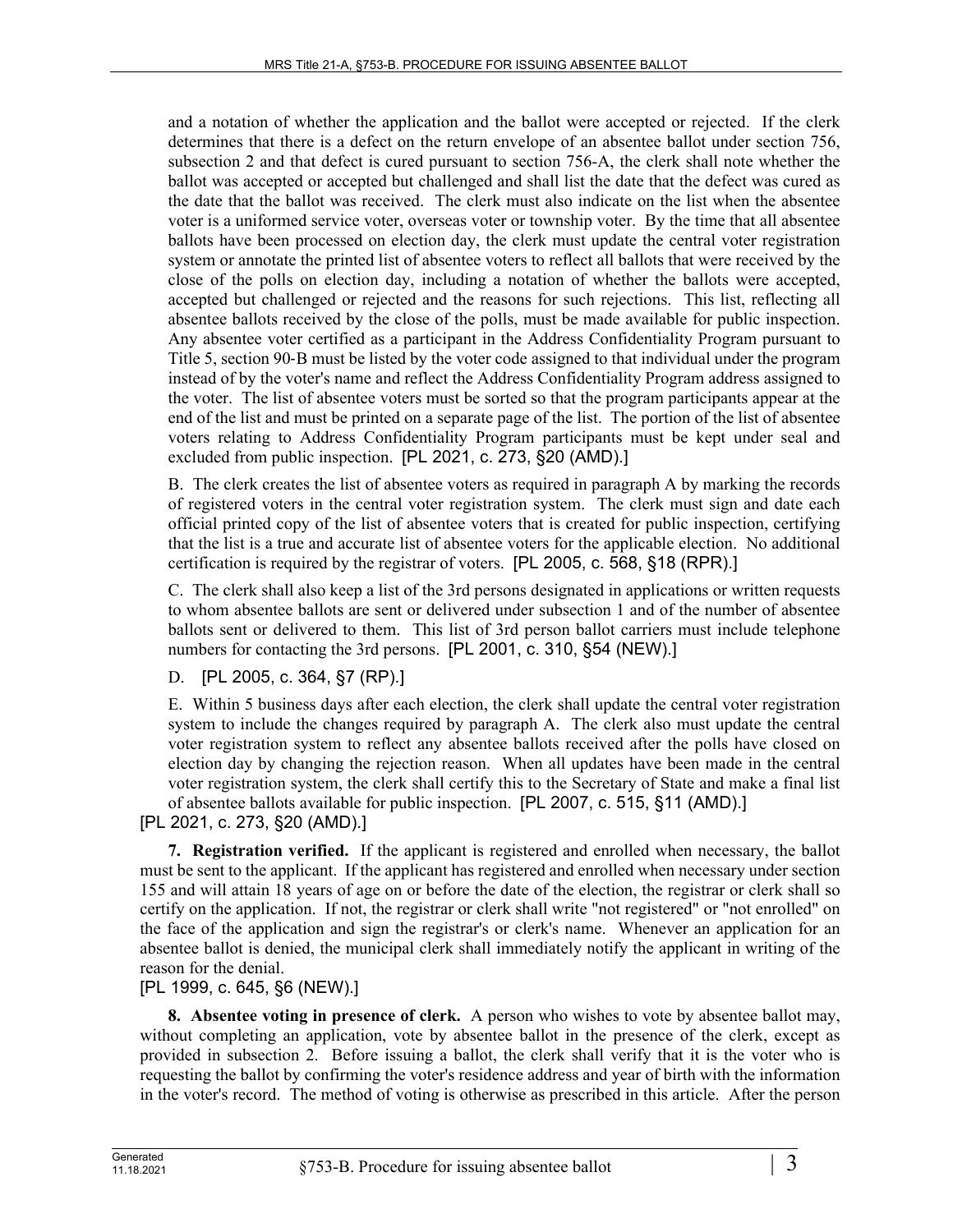and a notation of whether the application and the ballot were accepted or rejected. If the clerk determines that there is a defect on the return envelope of an absentee ballot under section 756, subsection 2 and that defect is cured pursuant to section 756-A, the clerk shall note whether the ballot was accepted or accepted but challenged and shall list the date that the defect was cured as the date that the ballot was received. The clerk must also indicate on the list when the absentee voter is a uniformed service voter, overseas voter or township voter. By the time that all absentee ballots have been processed on election day, the clerk must update the central voter registration system or annotate the printed list of absentee voters to reflect all ballots that were received by the close of the polls on election day, including a notation of whether the ballots were accepted, accepted but challenged or rejected and the reasons for such rejections. This list, reflecting all absentee ballots received by the close of the polls, must be made available for public inspection. Any absentee voter certified as a participant in the Address Confidentiality Program pursuant to Title 5, section 90-B must be listed by the voter code assigned to that individual under the program instead of by the voter's name and reflect the Address Confidentiality Program address assigned to the voter. The list of absentee voters must be sorted so that the program participants appear at the end of the list and must be printed on a separate page of the list. The portion of the list of absentee voters relating to Address Confidentiality Program participants must be kept under seal and excluded from public inspection. [PL 2021, c. 273, §20 (AMD).]

B. The clerk creates the list of absentee voters as required in paragraph A by marking the records of registered voters in the central voter registration system. The clerk must sign and date each official printed copy of the list of absentee voters that is created for public inspection, certifying that the list is a true and accurate list of absentee voters for the applicable election. No additional certification is required by the registrar of voters. [PL 2005, c. 568, §18 (RPR).]

C. The clerk shall also keep a list of the 3rd persons designated in applications or written requests to whom absentee ballots are sent or delivered under subsection 1 and of the number of absentee ballots sent or delivered to them. This list of 3rd person ballot carriers must include telephone numbers for contacting the 3rd persons. [PL 2001, c. 310, §54 (NEW).]

D. [PL 2005, c. 364, §7 (RP).]

E. Within 5 business days after each election, the clerk shall update the central voter registration system to include the changes required by paragraph A. The clerk also must update the central voter registration system to reflect any absentee ballots received after the polls have closed on election day by changing the rejection reason. When all updates have been made in the central voter registration system, the clerk shall certify this to the Secretary of State and make a final list of absentee ballots available for public inspection. [PL 2007, c. 515, §11 (AMD).]

[PL 2021, c. 273, §20 (AMD).]

**7. Registration verified.** If the applicant is registered and enrolled when necessary, the ballot must be sent to the applicant. If the applicant has registered and enrolled when necessary under section 155 and will attain 18 years of age on or before the date of the election, the registrar or clerk shall so certify on the application. If not, the registrar or clerk shall write "not registered" or "not enrolled" on the face of the application and sign the registrar's or clerk's name. Whenever an application for an absentee ballot is denied, the municipal clerk shall immediately notify the applicant in writing of the reason for the denial.

[PL 1999, c. 645, §6 (NEW).]

**8. Absentee voting in presence of clerk.** A person who wishes to vote by absentee ballot may, without completing an application, vote by absentee ballot in the presence of the clerk, except as provided in subsection 2. Before issuing a ballot, the clerk shall verify that it is the voter who is requesting the ballot by confirming the voter's residence address and year of birth with the information in the voter's record. The method of voting is otherwise as prescribed in this article. After the person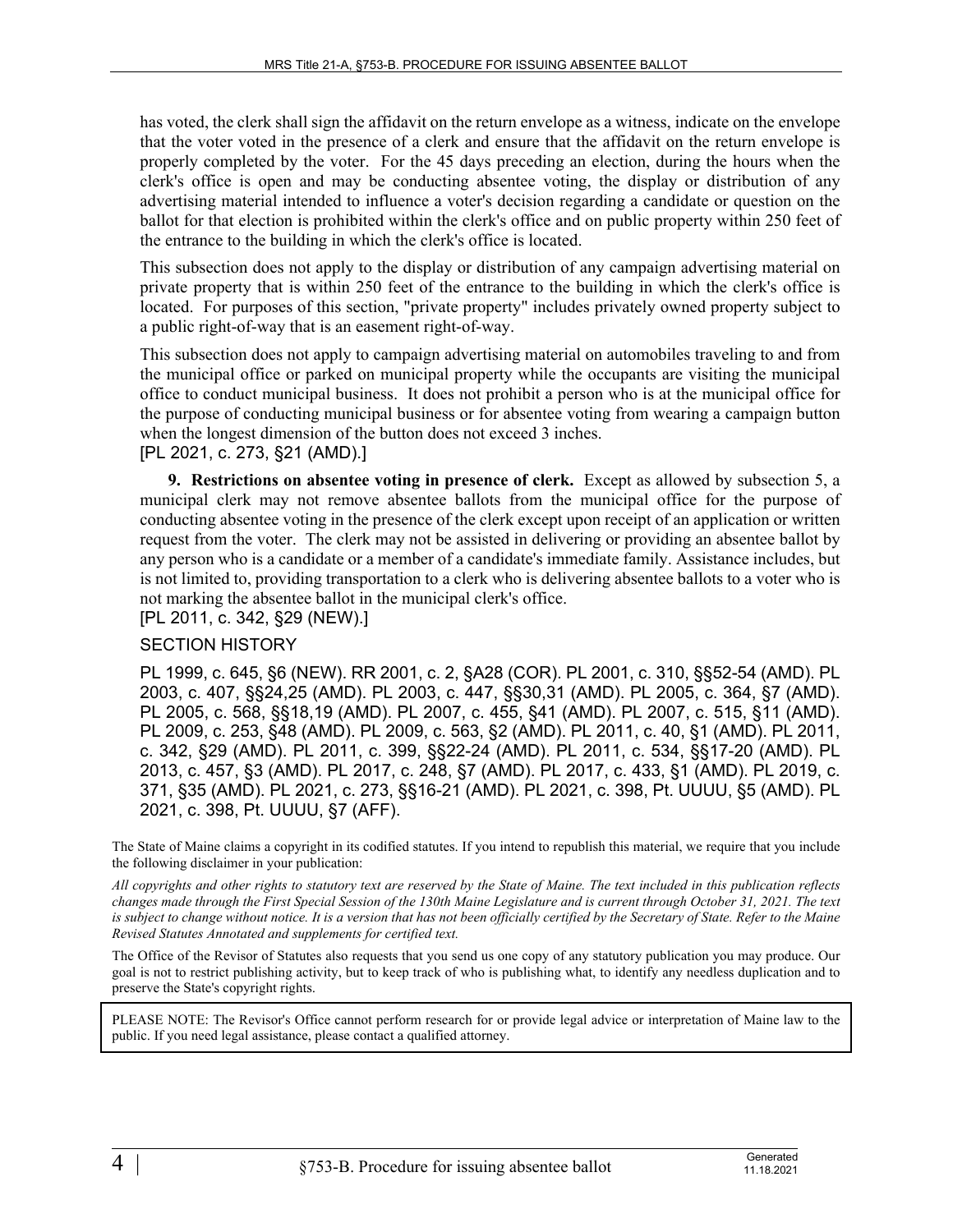has voted, the clerk shall sign the affidavit on the return envelope as a witness, indicate on the envelope that the voter voted in the presence of a clerk and ensure that the affidavit on the return envelope is properly completed by the voter. For the 45 days preceding an election, during the hours when the clerk's office is open and may be conducting absentee voting, the display or distribution of any advertising material intended to influence a voter's decision regarding a candidate or question on the ballot for that election is prohibited within the clerk's office and on public property within 250 feet of the entrance to the building in which the clerk's office is located.

This subsection does not apply to the display or distribution of any campaign advertising material on private property that is within 250 feet of the entrance to the building in which the clerk's office is located. For purposes of this section, "private property" includes privately owned property subject to a public right-of-way that is an easement right-of-way.

This subsection does not apply to campaign advertising material on automobiles traveling to and from the municipal office or parked on municipal property while the occupants are visiting the municipal office to conduct municipal business. It does not prohibit a person who is at the municipal office for the purpose of conducting municipal business or for absentee voting from wearing a campaign button when the longest dimension of the button does not exceed 3 inches.

[PL 2021, c. 273, §21 (AMD).]

**9. Restrictions on absentee voting in presence of clerk.** Except as allowed by subsection 5, a municipal clerk may not remove absentee ballots from the municipal office for the purpose of conducting absentee voting in the presence of the clerk except upon receipt of an application or written request from the voter. The clerk may not be assisted in delivering or providing an absentee ballot by any person who is a candidate or a member of a candidate's immediate family. Assistance includes, but is not limited to, providing transportation to a clerk who is delivering absentee ballots to a voter who is not marking the absentee ballot in the municipal clerk's office.

[PL 2011, c. 342, §29 (NEW).]

SECTION HISTORY

PL 1999, c. 645, §6 (NEW). RR 2001, c. 2, §A28 (COR). PL 2001, c. 310, §§52-54 (AMD). PL 2003, c. 407, §§24,25 (AMD). PL 2003, c. 447, §§30,31 (AMD). PL 2005, c. 364, §7 (AMD). PL 2005, c. 568, §§18,19 (AMD). PL 2007, c. 455, §41 (AMD). PL 2007, c. 515, §11 (AMD). PL 2009, c. 253, §48 (AMD). PL 2009, c. 563, §2 (AMD). PL 2011, c. 40, §1 (AMD). PL 2011, c. 342, §29 (AMD). PL 2011, c. 399, §§22-24 (AMD). PL 2011, c. 534, §§17-20 (AMD). PL 2013, c. 457, §3 (AMD). PL 2017, c. 248, §7 (AMD). PL 2017, c. 433, §1 (AMD). PL 2019, c. 371, §35 (AMD). PL 2021, c. 273, §§16-21 (AMD). PL 2021, c. 398, Pt. UUUU, §5 (AMD). PL 2021, c. 398, Pt. UUUU, §7 (AFF).

The State of Maine claims a copyright in its codified statutes. If you intend to republish this material, we require that you include the following disclaimer in your publication:

*All copyrights and other rights to statutory text are reserved by the State of Maine. The text included in this publication reflects changes made through the First Special Session of the 130th Maine Legislature and is current through October 31, 2021. The text is subject to change without notice. It is a version that has not been officially certified by the Secretary of State. Refer to the Maine Revised Statutes Annotated and supplements for certified text.*

The Office of the Revisor of Statutes also requests that you send us one copy of any statutory publication you may produce. Our goal is not to restrict publishing activity, but to keep track of who is publishing what, to identify any needless duplication and to preserve the State's copyright rights.

PLEASE NOTE: The Revisor's Office cannot perform research for or provide legal advice or interpretation of Maine law to the public. If you need legal assistance, please contact a qualified attorney.